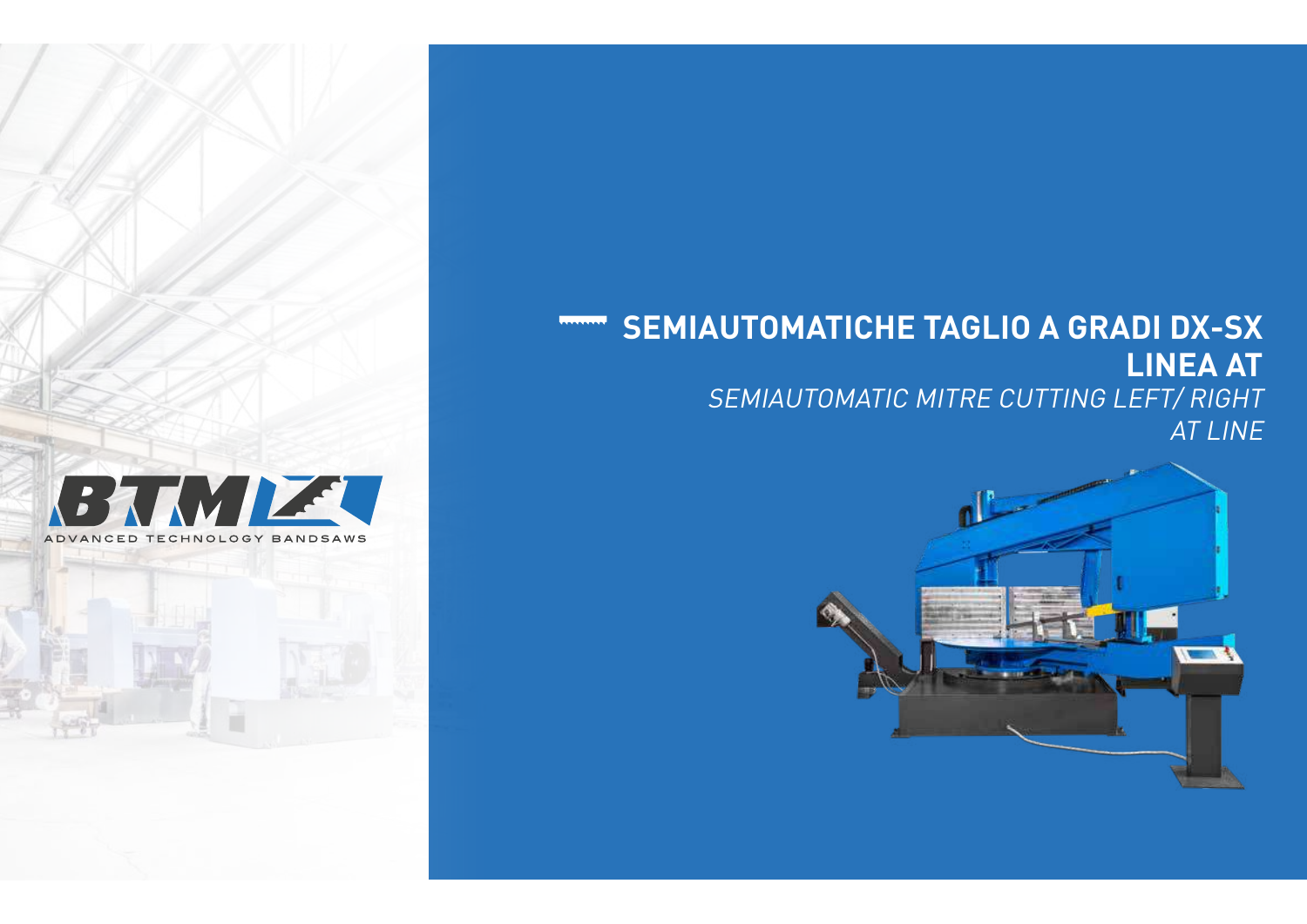BTM

ADVANCED TECHNOLOGY BANDSAWS

# SEMIAUTOMATICHE TAGLIO A GRADI DX-SX
# LINEA AT

*SEMIAUTOMATIC MITRE CUTTING LEFT/ RIGHT*
*AT LINE*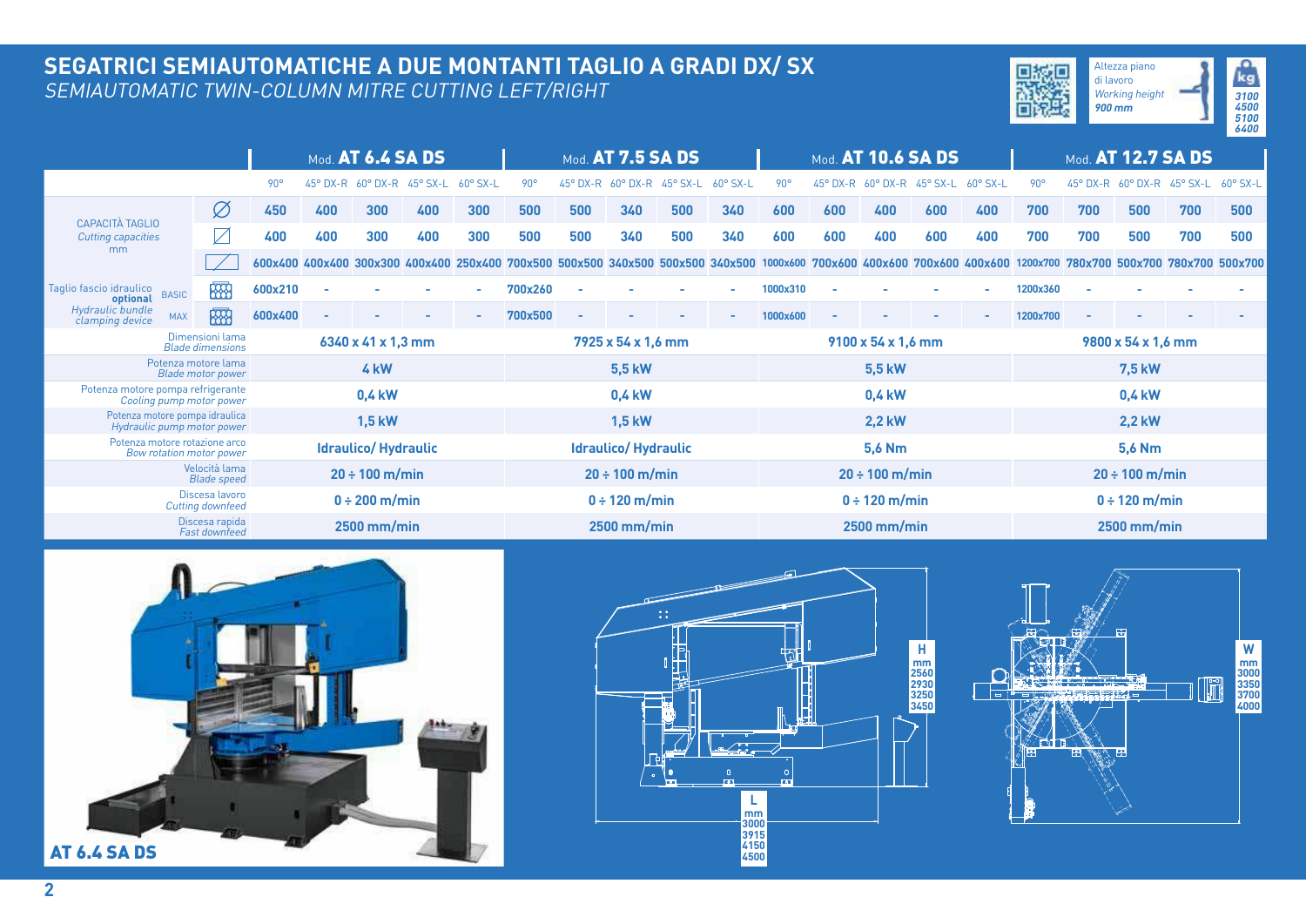# SEGATRICI SEMIAUTOMATICHE A DUE MONTANTI TAGLIO A GRADI DX/ SX

*SEMIAUTOMATIC TWIN-COLUMN MITRE CUTTING LEFT/RIGHT*

Altezza piano di lavoro
*Working height*
*900 mm*

kg: 3100 / 4500 / 5100 / 6400

| | | Mod. AT 6.4 SA DS | | | | | Mod. AT 7.5 SA DS | | | | | Mod. AT 10.6 SA DS | | | | | Mod. AT 12.7 SA DS | | | | |
|---|---|---|---|---|---|---|---|---|---|---|---|---|---|---|---|---|---|---|---|---|---|
| | | 90° | 45° DX-R | 60° DX-R | 45° SX-L | 60° SX-L | 90° | 45° DX-R | 60° DX-R | 45° SX-L | 60° SX-L | 90° | 45° DX-R | 60° DX-R | 45° SX-L | 60° SX-L | 90° | 45° DX-R | 60° DX-R | 45° SX-L | 60° SX-L |
| CAPACITÀ TAGLIO *Cutting capacities* mm | Ø | 450 | 400 | 300 | 400 | 300 | 500 | 500 | 340 | 500 | 340 | 600 | 600 | 400 | 600 | 400 | 700 | 700 | 500 | 700 | 500 |
| | ◻ | 400 | 400 | 300 | 400 | 300 | 500 | 500 | 340 | 500 | 340 | 600 | 600 | 400 | 600 | 400 | 700 | 700 | 500 | 700 | 500 |
| | ▭ | 600x400 | 400x400 | 300x300 | 400x400 | 250x400 | 700x500 | 500x500 | 340x500 | 500x500 | 340x500 | 1000x600 | 700x600 | 400x600 | 700x600 | 400x600 | 1200x700 | 780x700 | 500x700 | 780x700 | 500x700 |
| Taglio fascio idraulico **optional** *Hydraulic bundle clamping device* | BASIC | 600x210 | - | - | - | - | 700x260 | - | - | - | - | 1000x310 | - | - | - | - | 1200x360 | - | - | - | - |
| | MAX | 600x400 | - | - | - | - | 700x500 | - | - | - | - | 1000x600 | - | - | - | - | 1200x700 | - | - | - | - |
| Dimensioni lama *Blade dimensions* | | 6340 x 41 x 1,3 mm | | | | | 7925 x 54 x 1,6 mm | | | | | 9100 x 54 x 1,6 mm | | | | | 9800 x 54 x 1,6 mm | | | | |
| Potenza motore lama *Blade motor power* | | 4 kW | | | | | 5,5 kW | | | | | 5,5 kW | | | | | 7,5 kW | | | | |
| Potenza motore pompa refrigerante *Cooling pump motor power* | | 0,4 kW | | | | | 0,4 kW | | | | | 0,4 kW | | | | | 0,4 kW | | | | |
| Potenza motore pompa idraulica *Hydraulic pump motor power* | | 1,5 kW | | | | | 1,5 kW | | | | | 2,2 kW | | | | | 2,2 kW | | | | |
| Potenza motore rotazione arco *Bow rotation motor power* | | Idraulico/ Hydraulic | | | | | Idraulico/ Hydraulic | | | | | 5,6 Nm | | | | | 5,6 Nm | | | | |
| Velocità lama *Blade speed* | | 20 ÷ 100 m/min | | | | | 20 ÷ 100 m/min | | | | | 20 ÷ 100 m/min | | | | | 20 ÷ 100 m/min | | | | |
| Discesa lavoro *Cutting downfeed* | | 0 ÷ 200 m/min | | | | | 0 ÷ 120 m/min | | | | | 0 ÷ 120 m/min | | | | | 0 ÷ 120 m/min | | | | |
| Discesa rapida *Fast downfeed* | | 2500 mm/min | | | | | 2500 mm/min | | | | | 2500 mm/min | | | | | 2500 mm/min | | | | |

AT 6.4 SA DS

H mm: 2560 / 2930 / 3250 / 3450

L mm: 3000 / 3915 / 4150 / 4500

W mm: 3000 / 3350 / 3700 / 4000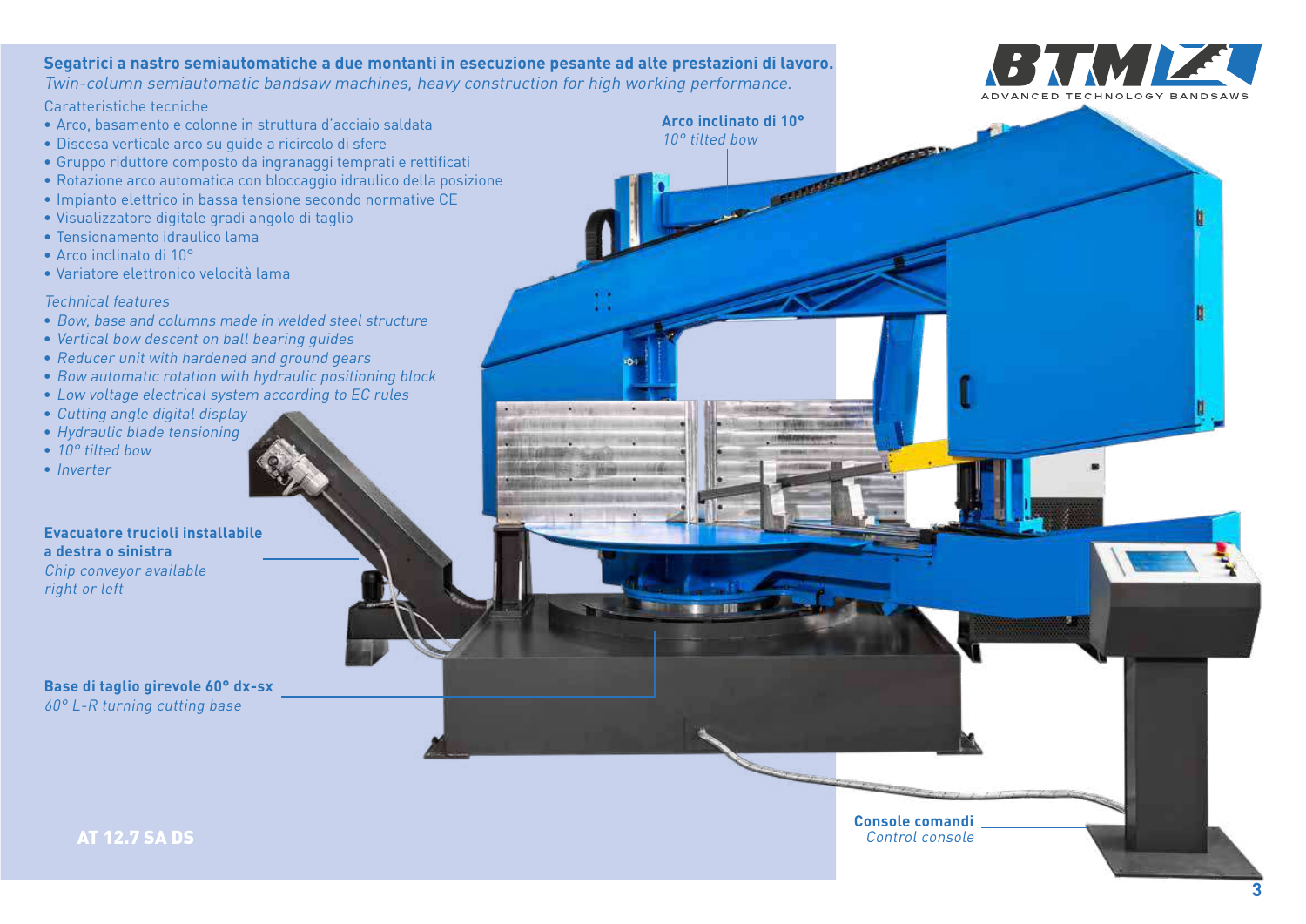**Segatrici a nastro semiautomatiche a due montanti in esecuzione pesante ad alte prestazioni di lavoro.**

*Twin-column semiautomatic bandsaw machines, heavy construction for high working performance.*

BTM ADVANCED TECHNOLOGY BANDSAWS

Caratteristiche tecniche

- Arco, basamento e colonne in struttura d'acciaio saldata
- Discesa verticale arco su guide a ricircolo di sfere
- Gruppo riduttore composto da ingranaggi temprati e rettificati
- Rotazione arco automatica con bloccaggio idraulico della posizione
- Impianto elettrico in bassa tensione secondo normative CE
- Visualizzatore digitale gradi angolo di taglio
- Tensionamento idraulico lama
- Arco inclinato di 10°
- Variatore elettronico velocità lama

*Technical features*

- *Bow, base and columns made in welded steel structure*
- *Vertical bow descent on ball bearing guides*
- *Reducer unit with hardened and ground gears*
- *Bow automatic rotation with hydraulic positioning block*
- *Low voltage electrical system according to EC rules*
- *Cutting angle digital display*
- *Hydraulic blade tensioning*
- *10° tilted bow*
- *Inverter*

**Arco inclinato di 10°**
*10° tilted bow*

**Evacuatore trucioli installabile a destra o sinistra**
*Chip conveyor available right or left*

**Base di taglio girevole 60° dx-sx**
*60° L-R turning cutting base*

**Console comandi**
*Control console*

**AT 12.7 SA DS**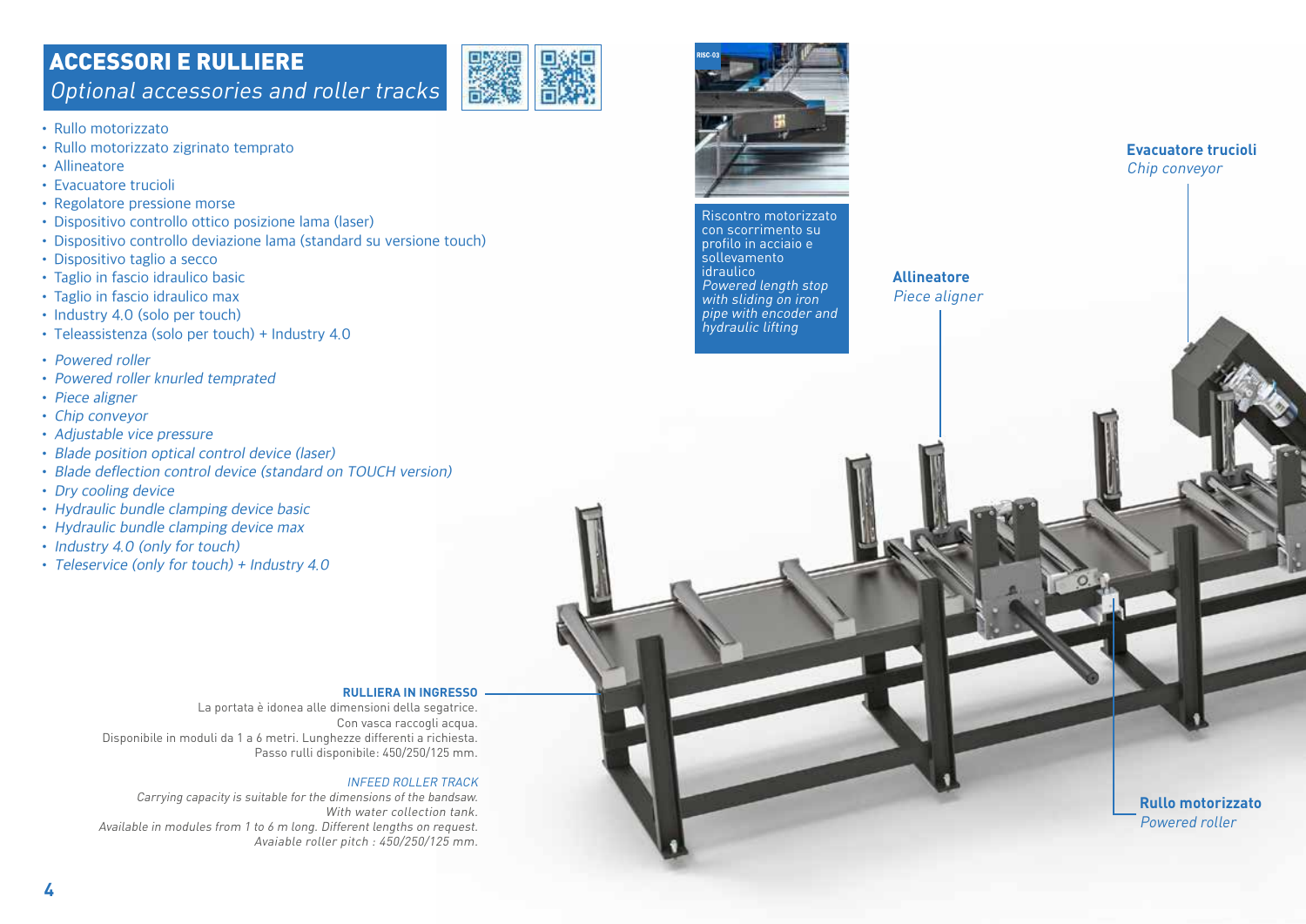## ACCESSORI E RULLIERE
### *Optional accessories and roller tracks*

- Rullo motorizzato
- Rullo motorizzato zigrinato temprato
- Allineatore
- Evacuatore trucioli
- Regolatore pressione morse
- Dispositivo controllo ottico posizione lama (laser)
- Dispositivo controllo deviazione lama (standard su versione touch)
- Dispositivo taglio a secco
- Taglio in fascio idraulico basic
- Taglio in fascio idraulico max
- Industry 4.0 (solo per touch)
- Teleassistenza (solo per touch) + Industry 4.0

- *Powered roller*
- *Powered roller knurled temprated*
- *Piece aligner*
- *Chip conveyor*
- *Adjustable vice pressure*
- *Blade position optical control device (laser)*
- *Blade deflection control device (standard on TOUCH version)*
- *Dry cooling device*
- *Hydraulic bundle clamping device basic*
- *Hydraulic bundle clamping device max*
- *Industry 4.0 (only for touch)*
- *Teleservice (only for touch) + Industry 4.0*

Riscontro motorizzato con scorrimento su profilo in acciaio e sollevamento idraulico
*Powered length stop with sliding on iron pipe with encoder and hydraulic lifting*

**Evacuatore trucioli**
*Chip conveyor*

**Allineatore**
*Piece aligner*

**Rullo motorizzato**
*Powered roller*

**RULLIERA IN INGRESSO**
La portata è idonea alle dimensioni della segatrice.
Con vasca raccogli acqua.
Disponibile in moduli da 1 a 6 metri. Lunghezze differenti a richiesta.
Passo rulli disponibile: 450/250/125 mm.

*INFEED ROLLER TRACK*
*Carrying capacity is suitable for the dimensions of the bandsaw.*
*With water collection tank.*
*Available in modules from 1 to 6 m long. Different lengths on request.*
*Avaiable roller pitch : 450/250/125 mm.*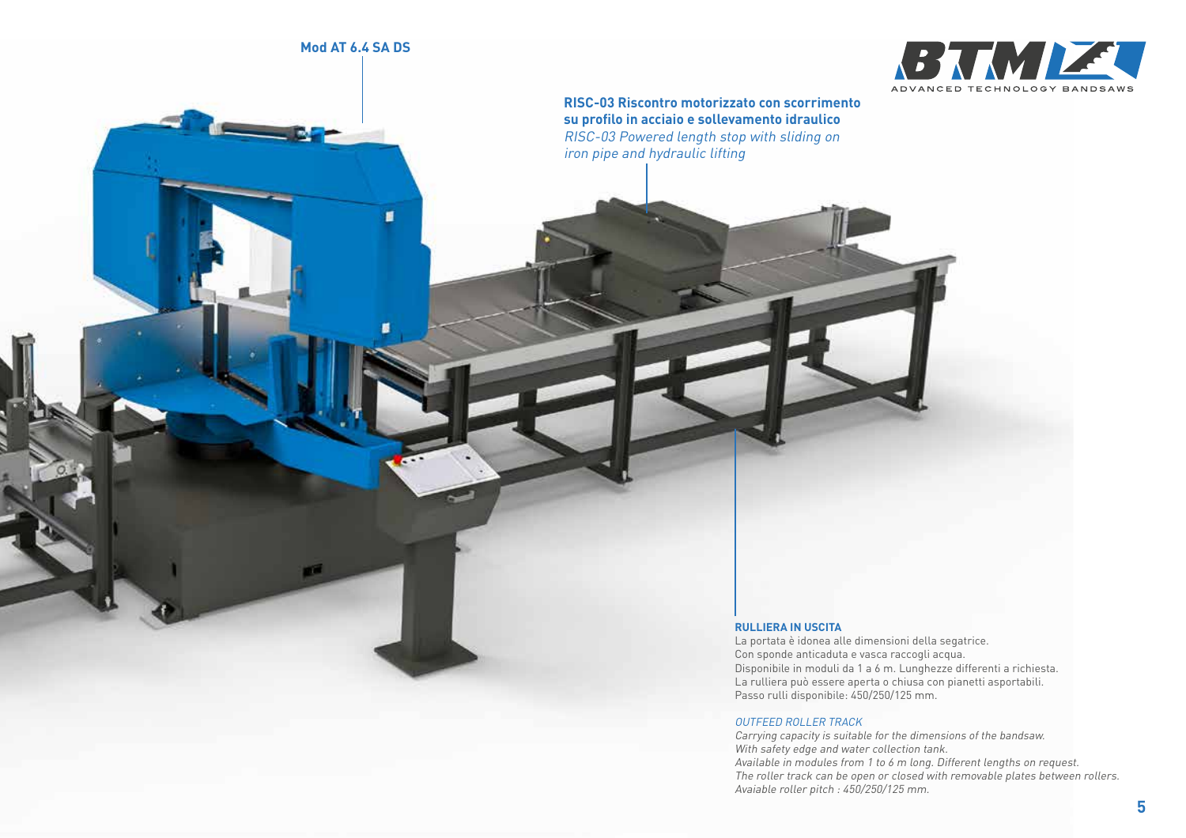**Mod AT 6.4 SA DS**

**RISC-03 Riscontro motorizzato con scorrimento su profilo in acciaio e sollevamento idraulico**
*RISC-03 Powered length stop with sliding on iron pipe and hydraulic lifting*

**RULLIERA IN USCITA**

La portata è idonea alle dimensioni della segatrice.
Con sponde anticaduta e vasca raccogli acqua.
Disponibile in moduli da 1 a 6 m. Lunghezze differenti a richiesta.
La rulliera può essere aperta o chiusa con pianetti asportabili.
Passo rulli disponibile: 450/250/125 mm.

*OUTFEED ROLLER TRACK*

*Carrying capacity is suitable for the dimensions of the bandsaw.*
*With safety edge and water collection tank.*
*Available in modules from 1 to 6 m long. Different lengths on request.*
*The roller track can be open or closed with removable plates between rollers.*
*Avaiable roller pitch : 450/250/125 mm.*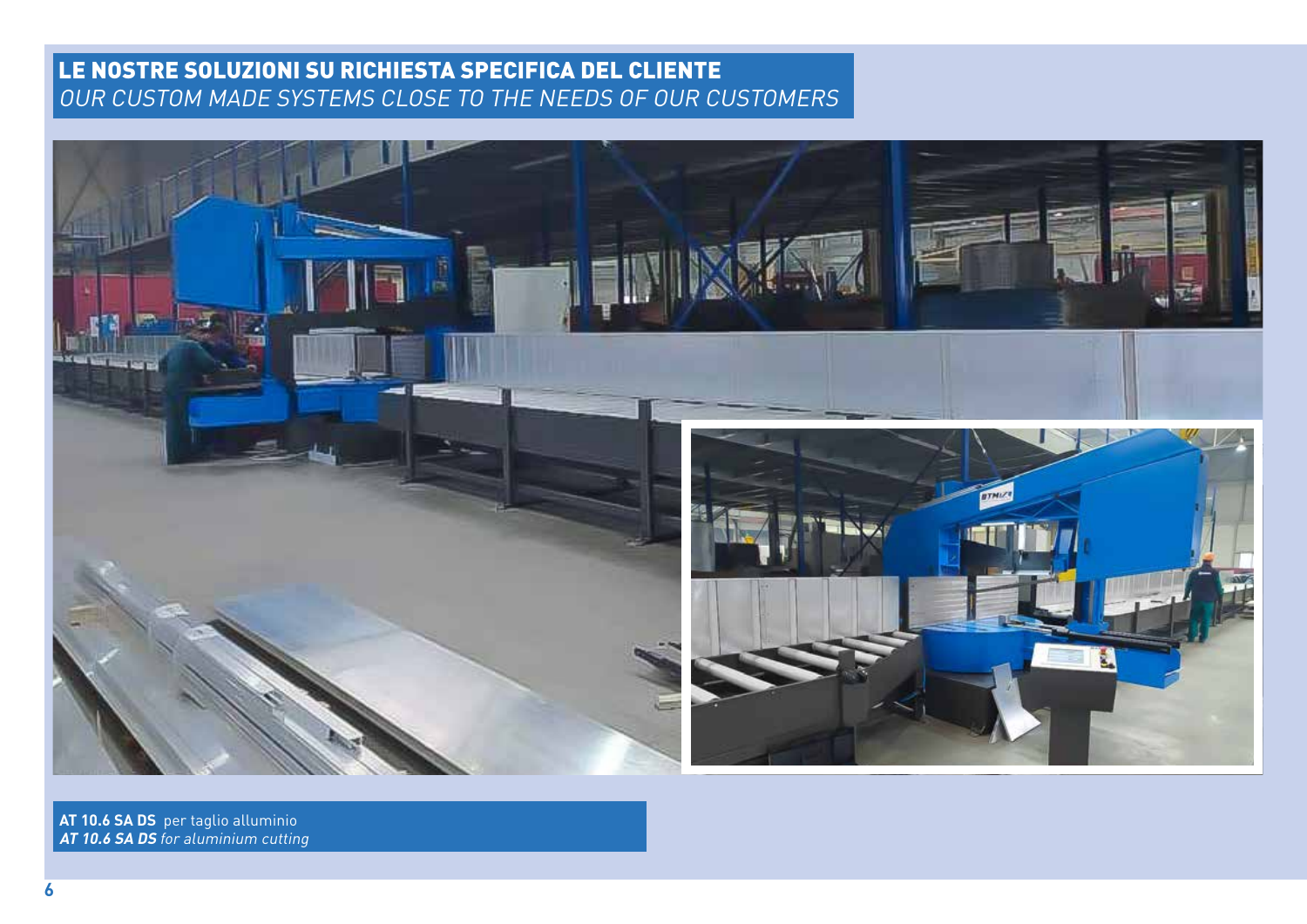## LE NOSTRE SOLUZIONI SU RICHIESTA SPECIFICA DEL CLIENTE
*OUR CUSTOM MADE SYSTEMS CLOSE TO THE NEEDS OF OUR CUSTOMERS*

**AT 10.6 SA DS** per taglio alluminio
***AT 10.6 SA DS*** *for aluminium cutting*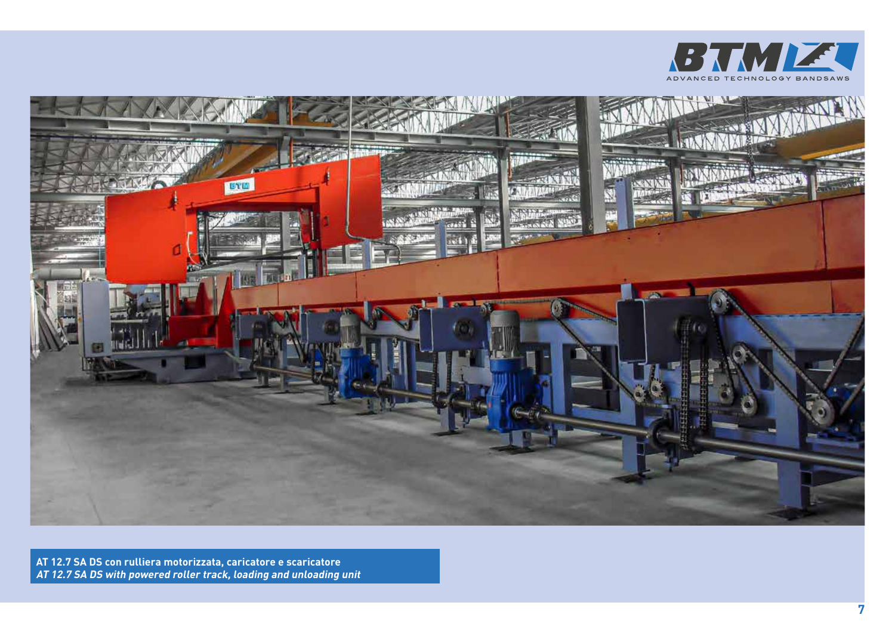**AT 12.7 SA DS con rulliera motorizzata, caricatore e scaricatore**
***AT 12.7 SA DS with powered roller track, loading and unloading unit***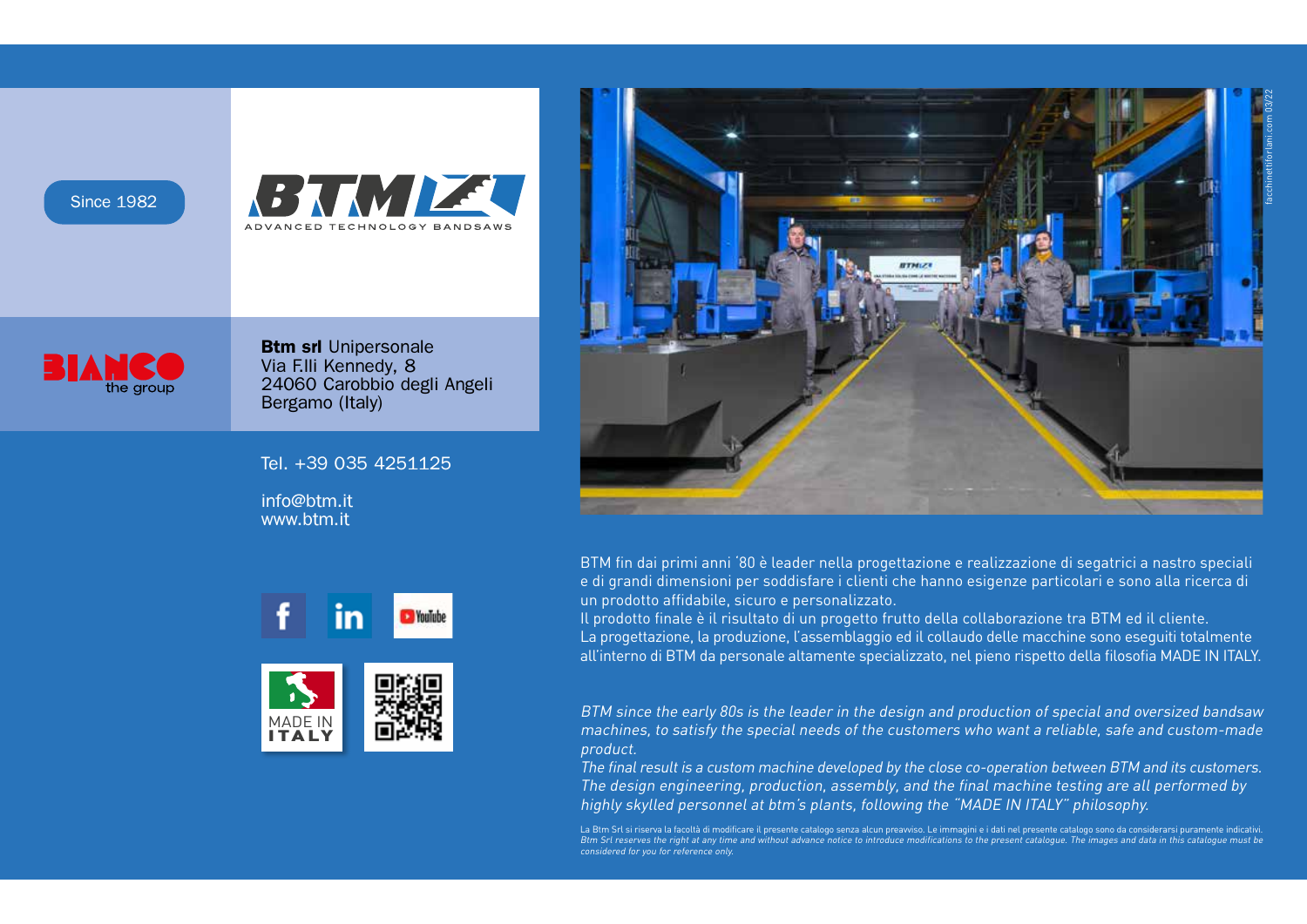Since 1982

BTM

ADVANCED TECHNOLOGY BANDSAWS

BIANCO the group

**Btm srl** Unipersonale
Via F.lli Kennedy, 8
24060 Carobbio degli Angeli
Bergamo (Italy)

Tel. +39 035 4251125

info@btm.it
www.btm.it

MADE IN ITALY

BTM fin dai primi anni '80 è leader nella progettazione e realizzazione di segatrici a nastro speciali e di grandi dimensioni per soddisfare i clienti che hanno esigenze particolari e sono alla ricerca di un prodotto affidabile, sicuro e personalizzato.
Il prodotto finale è il risultato di un progetto frutto della collaborazione tra BTM ed il cliente.
La progettazione, la produzione, l'assemblaggio ed il collaudo delle macchine sono eseguiti totalmente all'interno di BTM da personale altamente specializzato, nel pieno rispetto della filosofia MADE IN ITALY.

*BTM since the early 80s is the leader in the design and production of special and oversized bandsaw machines, to satisfy the special needs of the customers who want a reliable, safe and custom-made product.*
*The final result is a custom machine developed by the close co-operation between BTM and its customers.*
*The design engineering, production, assembly, and the final machine testing are all performed by highly skylled personnel at btm's plants, following the "MADE IN ITALY" philosophy.*

La Btm Srl si riserva la facoltà di modificare il presente catalogo senza alcun preavviso. Le immagini e i dati nel presente catalogo sono da considerarsi puramente indicativi.
*Btm Srl reserves the right at any time and without advance notice to introduce modifications to the present catalogue. The images and data in this catalogue must be considered for you for reference only.*

facchinettiforlani.com 03/22